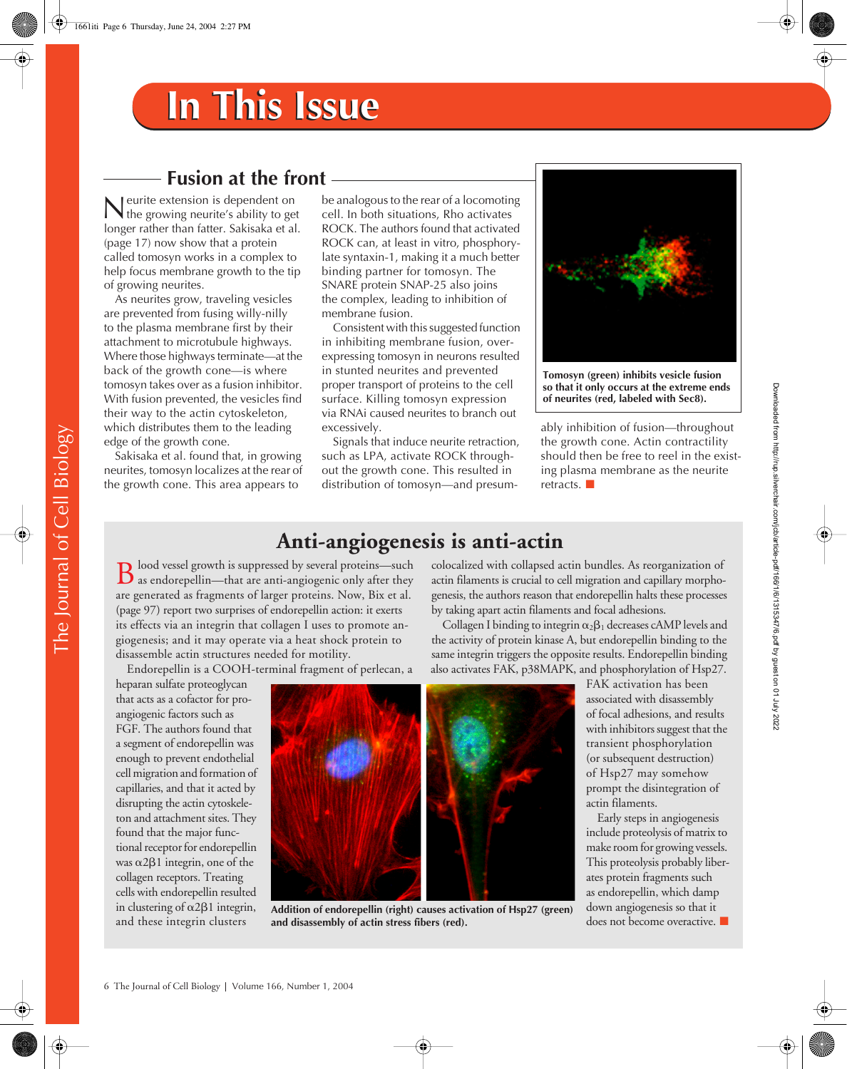# In This Issue

## Fusion at the front

Neurite extension is dependent on the growing neurite's ability to get longer rather than fatter. Sakisaka et al. (page 17) now show that a protein called tomosyn works in a complex to help focus membrane growth to the tip of growing neurites.

As neurites grow, traveling vesicles are prevented from fusing willy-nilly to the plasma membrane first by their attachment to microtubule highways. Where those highways terminate—at the back of the growth cone—is where tomosyn takes over as a fusion inhibitor. With fusion prevented, the vesicles find their way to the actin cytoskeleton, which distributes them to the leading edge of the growth cone.

Sakisaka et al. found that, in growing neurites, tomosyn localizes at the rear of the growth cone. This area appears to be analogous to the rear of a locomoting cell. In both situations, Rho activates ROCK. The authors found that activated ROCK can, at least in vitro, phosphorylate syntaxin-1, making it a much better binding partner for tomosyn. The SNARE protein SNAP-25 also joins the complex, leading to inhibition of membrane fusion.

Consistent with this suggested function in inhibiting membrane fusion, overexpressing tomosyn in neurons resulted in stunted neurites and prevented proper transport of proteins to the cell surface. Killing tomosyn expression via RNAi caused neurites to branch out excessively.

Signals that induce neurite retraction, such as LPA, activate ROCK throughout the growth cone. This resulted in distribution of tomosyn—and presumably inhibition of fusion—throughout the growth cone. Actin contractility should then be free to reel in the existing plasma membrane as the neurite retracts. ■

**Tomosyn (green) inhibits vesicle fusion so that it only occurs at the extreme ends of neurites (red, labeled with Sec8).**

## Anti-angiogenesis is anti-actin

Blood vessel growth is suppressed by several proteins—such as endorepellin—that are anti-angiogenic only after they are generated as fragments of larger proteins. Now, Bix et al. (page 97) report two surprises of endorepellin action: it exerts its effects via an integrin that collagen I uses to promote angiogenesis; and it may operate via a heat shock protein to disassemble actin structures needed for motility.

Endorepellin is a COOH-terminal fragment of perlecan, a heparan sulfate proteoglycan that acts as a cofactor for pro-angiogenic factors such as FGF. The authors found that a segment of endorepellin was enough to prevent endothelial cell migration and formation of capillaries, and that it acted by disrupting the actin cytoskeleton and attachment sites. They found that the major functional receptor for endorepellin was $\alpha 2\beta 1$ integrin, one of the collagen receptors. Treating cells with endorepellin resulted in clustering of $\alpha 2\beta 1$ integrin, and these integrin clusters colocalized with collapsed actin bundles. As reorganization of actin filaments is crucial to cell migration and capillary morphogenesis, the authors reason that endorepellin halts these processes by taking apart actin filaments and focal adhesions.

Collagen I binding to integrin $\alpha_2\beta_1$ decreases cAMP levels and the activity of protein kinase A, but endorepellin binding to the same integrin triggers the opposite results. Endorepellin binding also activates FAK, p38MAPK, and phosphorylation of Hsp27. FAK activation has been associated with disassembly of focal adhesions, and results with inhibitors suggest that the transient phosphorylation (or subsequent destruction) of Hsp27 may somehow prompt the disintegration of actin filaments.

Early steps in angiogenesis include proteolysis of matrix to make room for growing vessels. This proteolysis probably liberates protein fragments such as endorepellin, which damp down angiogenesis so that it does not become overactive. ■

**Addition of endorepellin (right) causes activation of Hsp27 (green) and disassembly of actin stress fibers (red).**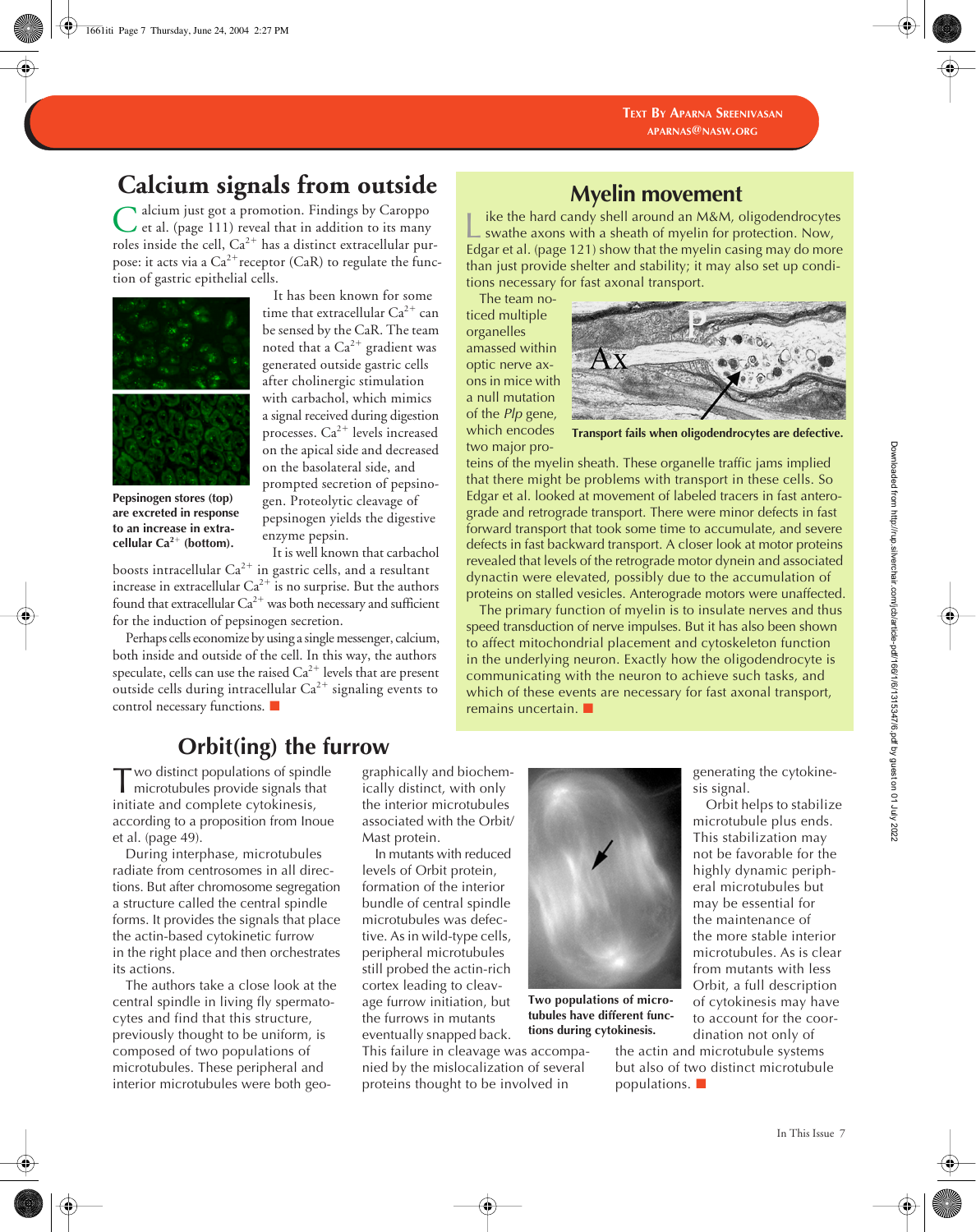Text By Aparna Sreenivasan
aparnas@nasw.org

## Calcium signals from outside

Calcium just got a promotion. Findings by Caroppo et al. (page 111) reveal that in addition to its many roles inside the cell, $Ca^{2+}$ has a distinct extracellular purpose: it acts via a $Ca^{2+}$ receptor (CaR) to regulate the function of gastric epithelial cells.

**Pepsinogen stores (top) are excreted in response to an increase in extracellular $Ca^{2+}$ (bottom).**

It has been known for some time that extracellular $Ca^{2+}$ can be sensed by the CaR. The team noted that a $Ca^{2+}$ gradient was generated outside gastric cells after cholinergic stimulation with carbachol, which mimics a signal received during digestion processes. $Ca^{2+}$ levels increased on the apical side and decreased on the basolateral side, and prompted secretion of pepsinogen. Proteolytic cleavage of pepsinogen yields the digestive enzyme pepsin.

It is well known that carbachol boosts intracellular $Ca^{2+}$ in gastric cells, and a resultant increase in extracellular $Ca^{2+}$ is no surprise. But the authors found that extracellular $Ca^{2+}$ was both necessary and sufficient for the induction of pepsinogen secretion.

Perhaps cells economize by using a single messenger, calcium, both inside and outside of the cell. In this way, the authors speculate, cells can use the raised $Ca^{2+}$ levels that are present outside cells during intracellular $Ca^{2+}$ signaling events to control necessary functions. ■

## Myelin movement

Like the hard candy shell around an M&M, oligodendrocytes swathe axons with a sheath of myelin for protection. Now, Edgar et al. (page 121) show that the myelin casing may do more than just provide shelter and stability; it may also set up conditions necessary for fast axonal transport.

The team noticed multiple organelles amassed within optic nerve axons in mice with a null mutation of the *Plp* gene, which encodes two major proteins of the myelin sheath. These organelle traffic jams implied that there might be problems with transport in these cells. So Edgar et al. looked at movement of labeled tracers in fast anterograde and retrograde transport. There were minor defects in fast forward transport that took some time to accumulate, and severe defects in fast backward transport. A closer look at motor proteins revealed that levels of the retrograde motor dynein and associated dynactin were elevated, possibly due to the accumulation of proteins on stalled vesicles. Anterograde motors were unaffected.

**Transport fails when oligodendrocytes are defective.**

The primary function of myelin is to insulate nerves and thus speed transduction of nerve impulses. But it has also been shown to affect mitochondrial placement and cytoskeleton function in the underlying neuron. Exactly how the oligodendrocyte is communicating with the neuron to achieve such tasks, and which of these events are necessary for fast axonal transport, remains uncertain. ■

## Orbit(ing) the furrow

Two distinct populations of spindle microtubules provide signals that initiate and complete cytokinesis, according to a proposition from Inoue et al. (page 49).

During interphase, microtubules radiate from centrosomes in all directions. But after chromosome segregation a structure called the central spindle forms. It provides the signals that place the actin-based cytokinetic furrow in the right place and then orchestrates its actions.

The authors take a close look at the central spindle in living fly spermatocytes and find that this structure, previously thought to be uniform, is composed of two populations of microtubules. These peripheral and interior microtubules were both geographically and biochemically distinct, with only the interior microtubules associated with the Orbit/Mast protein.

In mutants with reduced levels of Orbit protein, formation of the interior bundle of central spindle microtubules was defective. As in wild-type cells, peripheral microtubules still probed the actin-rich cortex leading to cleavage furrow initiation, but the furrows in mutants eventually snapped back. This failure in cleavage was accompanied by the mislocalization of several proteins thought to be involved in generating the cytokinesis signal.

**Two populations of microtubules have different functions during cytokinesis.**

Orbit helps to stabilize microtubule plus ends. This stabilization may not be favorable for the highly dynamic peripheral microtubules but may be essential for the maintenance of the more stable interior microtubules. As is clear from mutants with less Orbit, a full description of cytokinesis may have to account for the coordination not only of the actin and microtubule systems but also of two distinct microtubule populations. ■